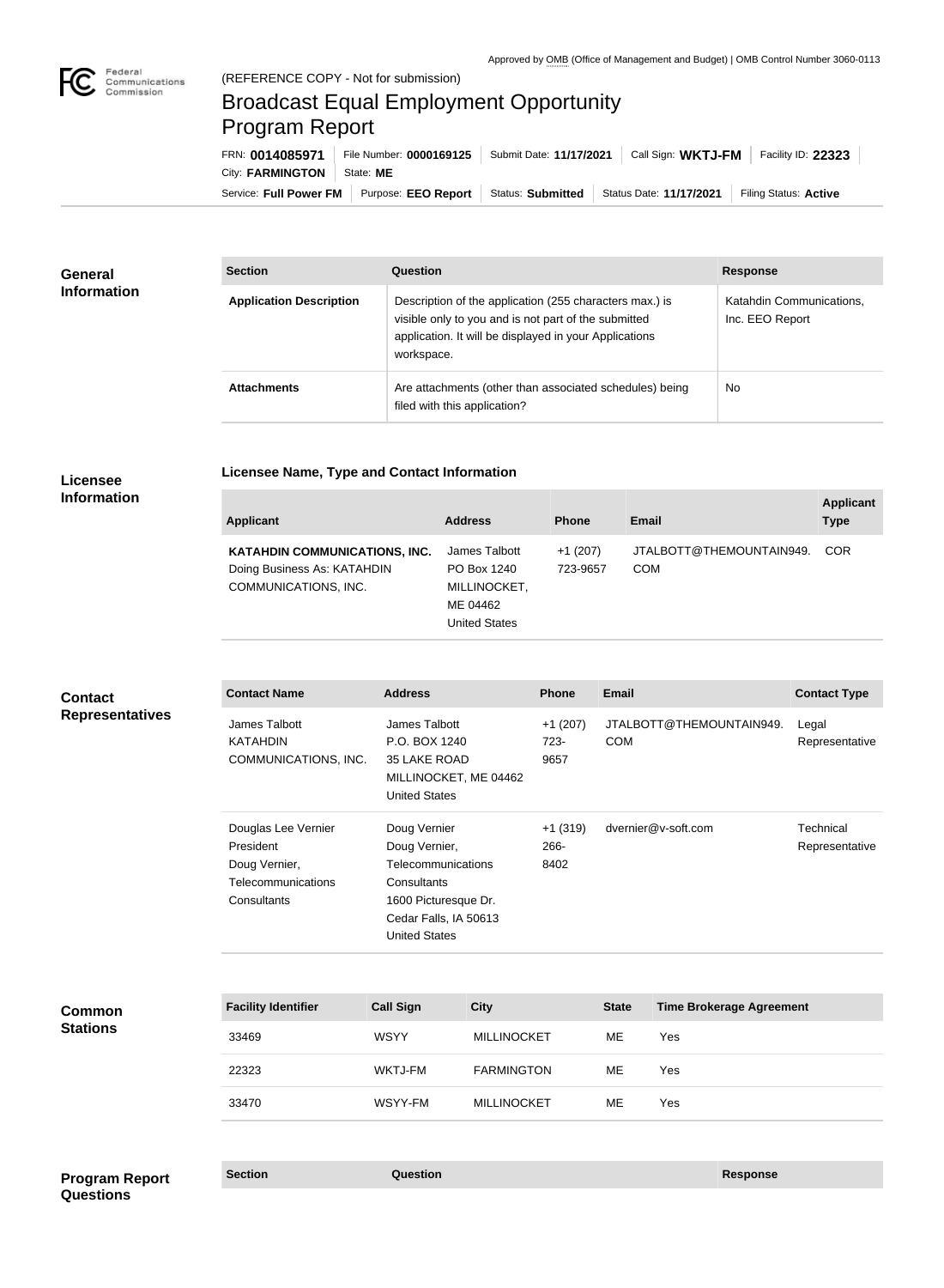Approved by OMB (Office of Management and Budget) | OMB Control Number 3060-0113

(REFERENCE COPY - Not for submission)

# Broadcast Equal Employment Opportunity Program Report

FRN: **0014085971** | File Number: **0000169125** | Submit Date: **11/17/2021** | Call Sign: **WKTJ-FM** | Facility ID: **22323**

City: **FARMINGTON** | State: **ME**

Service: **Full Power FM** | Purpose: **EEO Report** | Status: **Submitted** | Status Date: **11/17/2021** | Filing Status: **Active**

## General Information

| Section | Question | Response |
|---|---|---|
| **Application Description** | Description of the application (255 characters max.) is visible only to you and is not part of the submitted application. It will be displayed in your Applications workspace. | Katahdin Communications, Inc. EEO Report |
| **Attachments** | Are attachments (other than associated schedules) being filed with this application? | No |

## Licensee Information

### Licensee Name, Type and Contact Information

| Applicant | Address | Phone | Email | Applicant Type |
|---|---|---|---|---|
| **KATAHDIN COMMUNICATIONS, INC.** Doing Business As: KATAHDIN COMMUNICATIONS, INC. | James Talbott PO Box 1240 MILLINOCKET, ME 04462 United States | +1 (207) 723-9657 | JTALBOTT@THEMOUNTAIN949.COM | COR |

## Contact Representatives

| Contact Name | Address | Phone | Email | Contact Type |
|---|---|---|---|---|
| James Talbott KATAHDIN COMMUNICATIONS, INC. | James Talbott P.O. BOX 1240 35 LAKE ROAD MILLINOCKET, ME 04462 United States | +1 (207) 723-9657 | JTALBOTT@THEMOUNTAIN949.COM | Legal Representative |
| Douglas Lee Vernier President Doug Vernier, Telecommunications Consultants | Doug Vernier Doug Vernier, Telecommunications Consultants 1600 Picturesque Dr. Cedar Falls, IA 50613 United States | +1 (319) 266-8402 | dvernier@v-soft.com | Technical Representative |

## Common Stations

| Facility Identifier | Call Sign | City | State | Time Brokerage Agreement |
|---|---|---|---|---|
| 33469 | WSYY | MILLINOCKET | ME | Yes |
| 22323 | WKTJ-FM | FARMINGTON | ME | Yes |
| 33470 | WSYY-FM | MILLINOCKET | ME | Yes |

## Program Report Questions

| Section | Question | Response |
|---|---|---|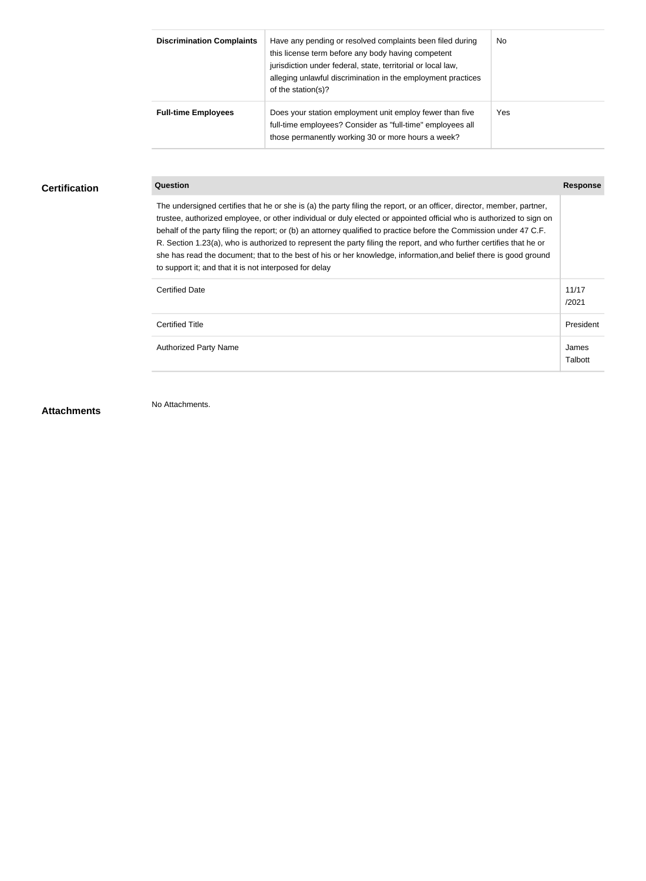| | | |
|---|---|---|
| **Discrimination Complaints** | Have any pending or resolved complaints been filed during this license term before any body having competent jurisdiction under federal, state, territorial or local law, alleging unlawful discrimination in the employment practices of the station(s)? | No |
| **Full-time Employees** | Does your station employment unit employ fewer than five full-time employees? Consider as "full-time" employees all those permanently working 30 or more hours a week? | Yes |

## Certification

| Question | Response |
|---|---|
| The undersigned certifies that he or she is (a) the party filing the report, or an officer, director, member, partner, trustee, authorized employee, or other individual or duly elected or appointed official who is authorized to sign on behalf of the party filing the report; or (b) an attorney qualified to practice before the Commission under 47 C.F. R. Section 1.23(a), who is authorized to represent the party filing the report, and who further certifies that he or she has read the document; that to the best of his or her knowledge, information,and belief there is good ground to support it; and that it is not interposed for delay | |
| Certified Date | 11/17/2021 |
| Certified Title | President |
| Authorized Party Name | James Talbott |

## Attachments

No Attachments.